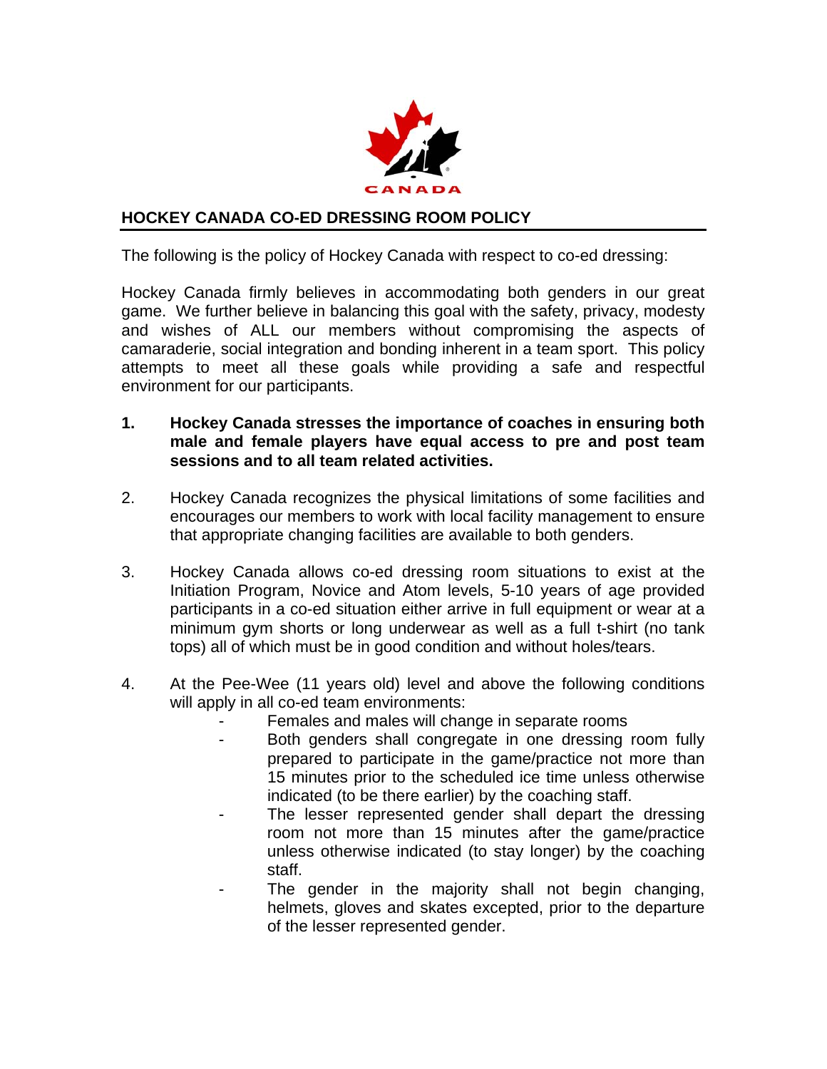# HOCKEY CANADA CO-ED DRESSING ROOM POLICY

The following is the policy of Hockey Canada with respect to co-ed dressing:

Hockey Canada firmly believes in accommodating both genders in our great game. We further believe in balancing this goal with the safety, privacy, modesty and wishes of ALL our members without compromising the aspects of camaraderie, social integration and bonding inherent in a team sport. This policy attempts to meet all these goals while providing a safe and respectful environment for our participants.

1. **Hockey Canada stresses the importance of coaches in ensuring both male and female players have equal access to pre and post team sessions and to all team related activities.**

2. Hockey Canada recognizes the physical limitations of some facilities and encourages our members to work with local facility management to ensure that appropriate changing facilities are available to both genders.

3. Hockey Canada allows co-ed dressing room situations to exist at the Initiation Program, Novice and Atom levels, 5-10 years of age provided participants in a co-ed situation either arrive in full equipment or wear at a minimum gym shorts or long underwear as well as a full t-shirt (no tank tops) all of which must be in good condition and without holes/tears.

4. At the Pee-Wee (11 years old) level and above the following conditions will apply in all co-ed team environments:
   - Females and males will change in separate rooms
   - Both genders shall congregate in one dressing room fully prepared to participate in the game/practice not more than 15 minutes prior to the scheduled ice time unless otherwise indicated (to be there earlier) by the coaching staff.
   - The lesser represented gender shall depart the dressing room not more than 15 minutes after the game/practice unless otherwise indicated (to stay longer) by the coaching staff.
   - The gender in the majority shall not begin changing, helmets, gloves and skates excepted, prior to the departure of the lesser represented gender.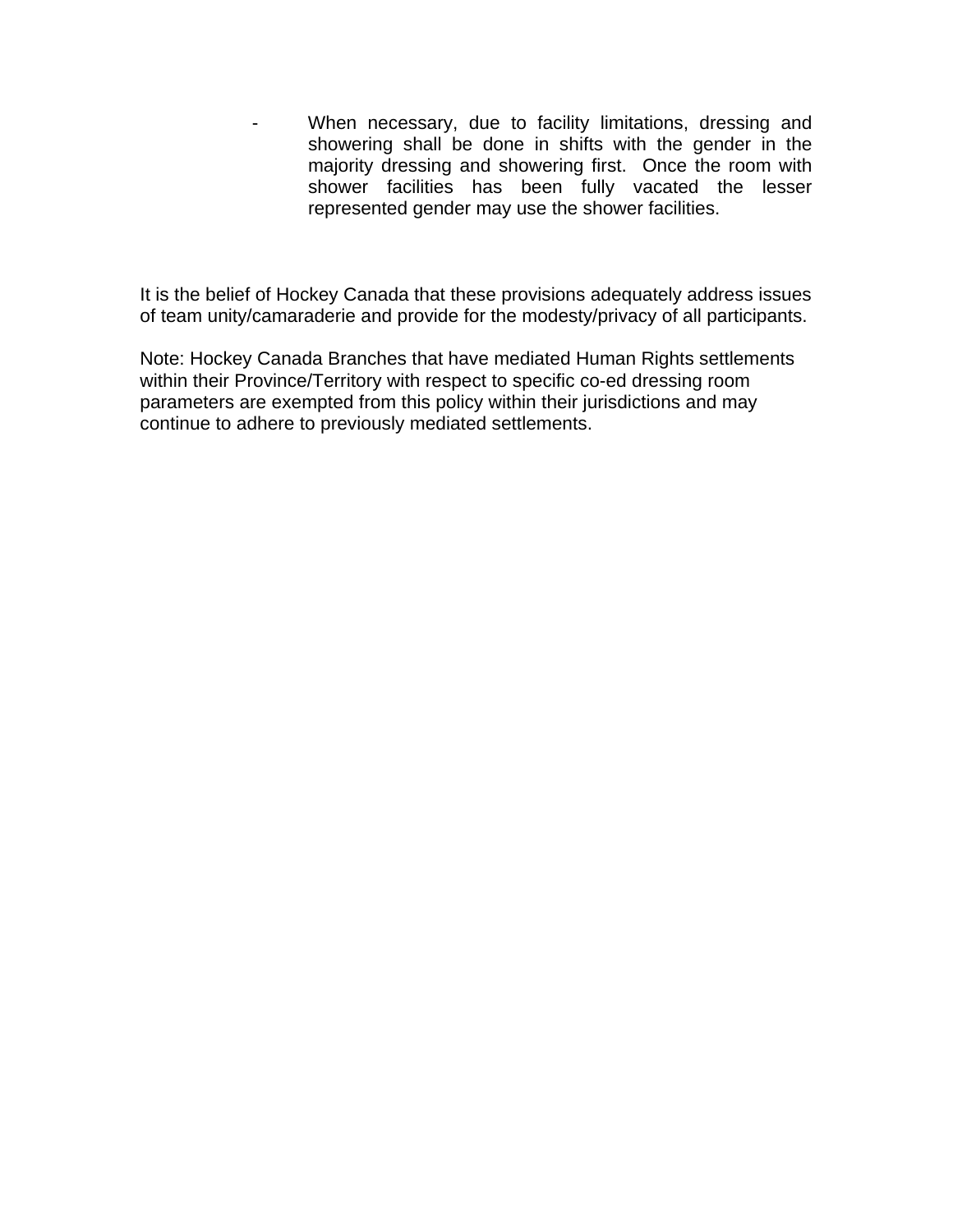- When necessary, due to facility limitations, dressing and showering shall be done in shifts with the gender in the majority dressing and showering first. Once the room with shower facilities has been fully vacated the lesser represented gender may use the shower facilities.

It is the belief of Hockey Canada that these provisions adequately address issues of team unity/camaraderie and provide for the modesty/privacy of all participants.

Note: Hockey Canada Branches that have mediated Human Rights settlements within their Province/Territory with respect to specific co-ed dressing room parameters are exempted from this policy within their jurisdictions and may continue to adhere to previously mediated settlements.